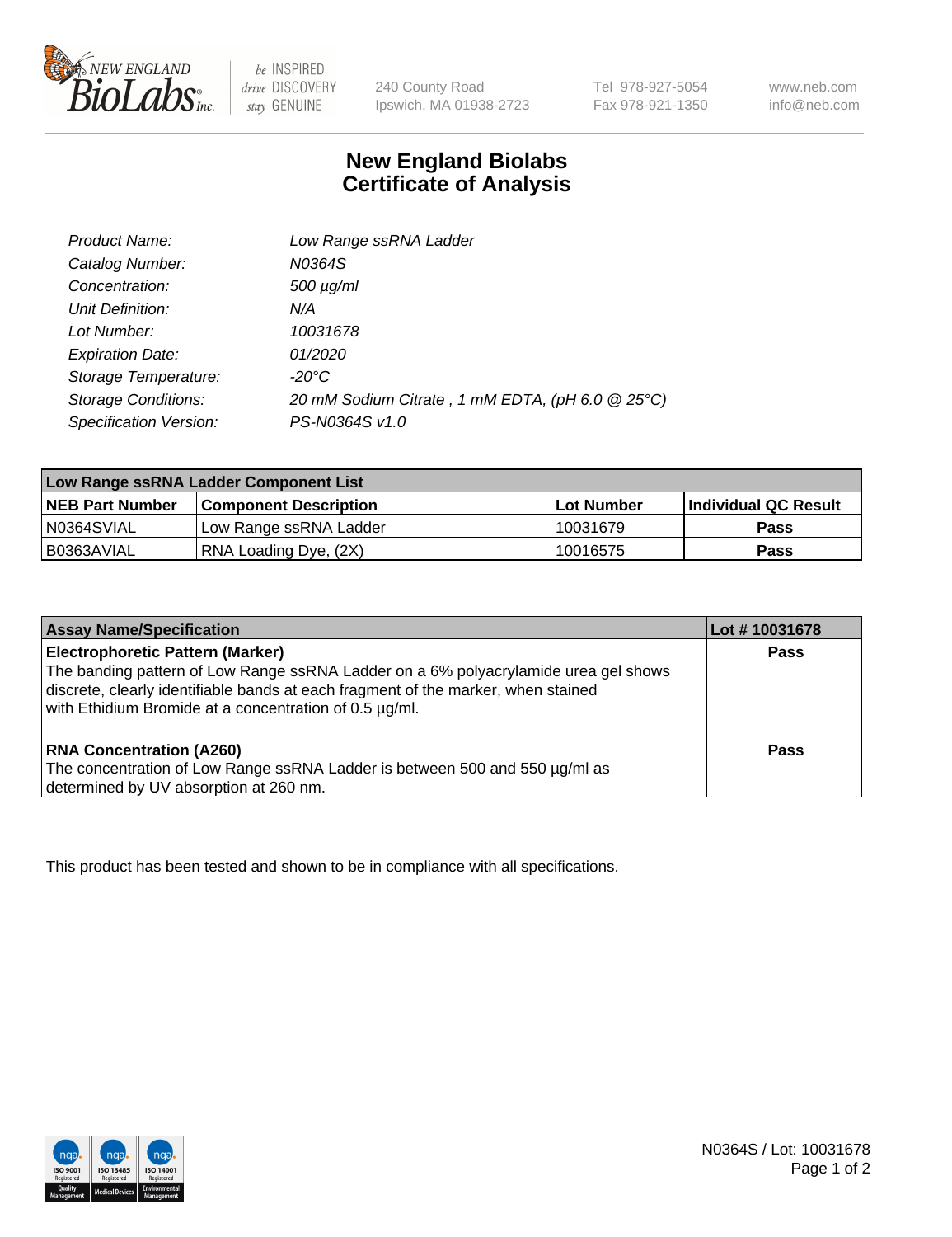NEW ENGLAND BioLabs Inc. — be INSPIRED drive DISCOVERY stay GENUINE

240 County Road
Ipswich, MA 01938-2723

Tel 978-927-5054
Fax 978-921-1350

www.neb.com
info@neb.com

# New England Biolabs
# Certificate of Analysis

| | |
|---|---|
| *Product Name:* | *Low Range ssRNA Ladder* |
| *Catalog Number:* | *N0364S* |
| *Concentration:* | *500 µg/ml* |
| *Unit Definition:* | *N/A* |
| *Lot Number:* | *10031678* |
| *Expiration Date:* | *01/2020* |
| *Storage Temperature:* | *-20°C* |
| *Storage Conditions:* | *20 mM Sodium Citrate , 1 mM EDTA, (pH 6.0 @ 25°C)* |
| *Specification Version:* | *PS-N0364S v1.0* |

| Low Range ssRNA Ladder Component List | | | |
|---|---|---|---|
| **NEB Part Number** | **Component Description** | **Lot Number** | **Individual QC Result** |
| N0364SVIAL | Low Range ssRNA Ladder | 10031679 | **Pass** |
| B0363AVIAL | RNA Loading Dye, (2X) | 10016575 | **Pass** |

| Assay Name/Specification | Lot # 10031678 |
|---|---|
| **Electrophoretic Pattern (Marker)**<br>The banding pattern of Low Range ssRNA Ladder on a 6% polyacrylamide urea gel shows discrete, clearly identifiable bands at each fragment of the marker, when stained with Ethidium Bromide at a concentration of 0.5 µg/ml. | **Pass** |
| **RNA Concentration (A260)**<br>The concentration of Low Range ssRNA Ladder is between 500 and 550 µg/ml as determined by UV absorption at 260 nm. | **Pass** |

This product has been tested and shown to be in compliance with all specifications.

N0364S / Lot: 10031678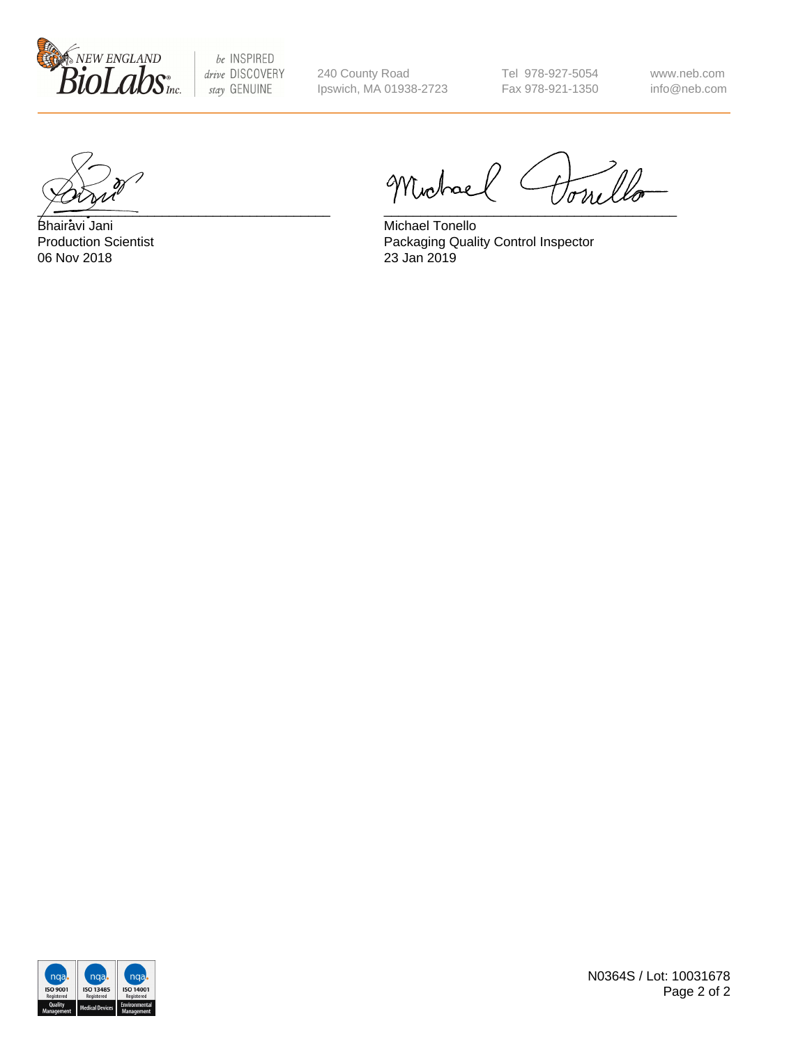Bhairavi Jani
Production Scientist
06 Nov 2018

Michael Tonello
Packaging Quality Control Inspector
23 Jan 2019

N0364S / Lot: 10031678